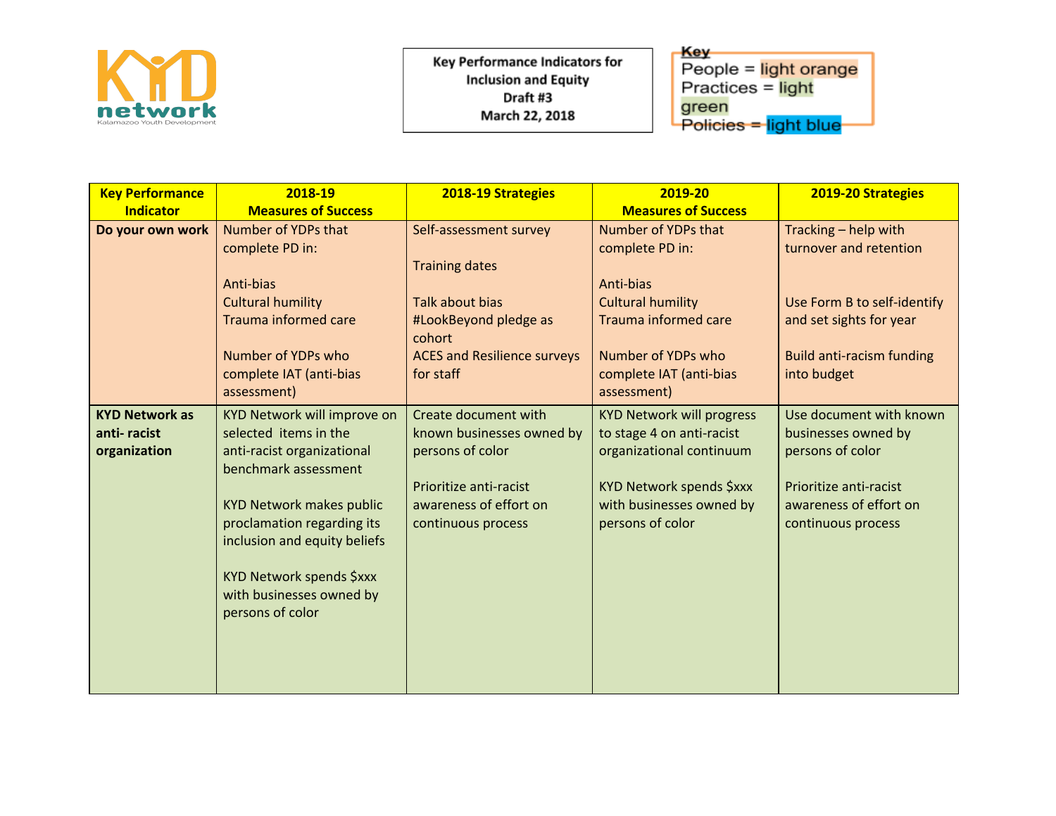KYD network
Kalamazoo Youth Development

**Key Performance Indicators for Inclusion and Equity**
**Draft #3**
**March 22, 2018**

**Key**
People = light orange
Practices = light green
Policies = light blue

| Key Performance Indicator | 2018-19 Measures of Success | 2018-19 Strategies | 2019-20 Measures of Success | 2019-20 Strategies |
|---|---|---|---|---|
| **Do your own work** | Number of YDPs that complete PD in:<br><br>Anti-bias<br>Cultural humility<br>Trauma informed care<br><br>Number of YDPs who complete IAT (anti-bias assessment) | Self-assessment survey<br><br>Training dates<br><br>Talk about bias<br>#LookBeyond pledge as cohort<br>ACES and Resilience surveys for staff | Number of YDPs that complete PD in:<br><br>Anti-bias<br>Cultural humility<br>Trauma informed care<br><br>Number of YDPs who complete IAT (anti-bias assessment) | Tracking – help with turnover and retention<br><br>Use Form B to self-identify and set sights for year<br><br>Build anti-racism funding into budget |
| **KYD Network as anti- racist organization** | KYD Network will improve on selected items in the anti-racist organizational benchmark assessment<br><br>KYD Network makes public proclamation regarding its inclusion and equity beliefs<br><br>KYD Network spends $xxx with businesses owned by persons of color | Create document with known businesses owned by persons of color<br><br>Prioritize anti-racist awareness of effort on continuous process | KYD Network will progress to stage 4 on anti-racist organizational continuum<br><br>KYD Network spends $xxx with businesses owned by persons of color | Use document with known businesses owned by persons of color<br><br>Prioritize anti-racist awareness of effort on continuous process |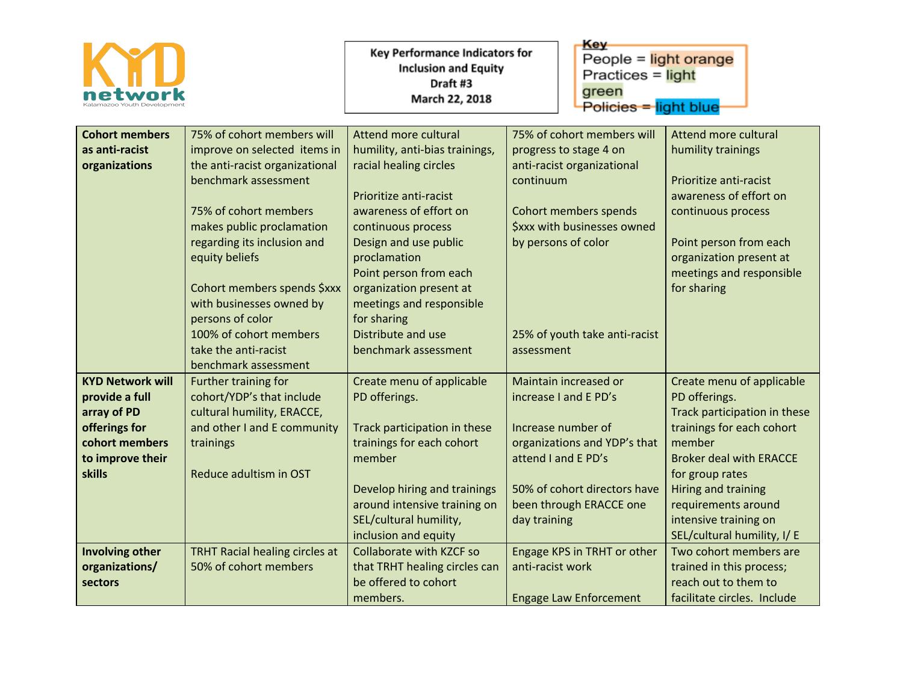**Key Performance Indicators for Inclusion and Equity**
**Draft #3**
**March 22, 2018**

Key
People = light orange
Practices = light green
Policies = light blue

| | | | | |
|---|---|---|---|---|
| **Cohort members as anti-racist organizations** | 75% of cohort members will improve on selected items in the anti-racist organizational benchmark assessment<br><br>75% of cohort members makes public proclamation regarding its inclusion and equity beliefs<br><br>Cohort members spends $xxx with businesses owned by persons of color<br>100% of cohort members take the anti-racist benchmark assessment | Attend more cultural humility, anti-bias trainings, racial healing circles<br><br>Prioritize anti-racist awareness of effort on continuous process<br>Design and use public proclamation<br>Point person from each organization present at meetings and responsible for sharing<br>Distribute and use benchmark assessment | 75% of cohort members will progress to stage 4 on anti-racist organizational continuum<br><br>Cohort members spends $xxx with businesses owned by persons of color<br><br>25% of youth take anti-racist assessment | Attend more cultural humility trainings<br><br>Prioritize anti-racist awareness of effort on continuous process<br><br>Point person from each organization present at meetings and responsible for sharing |
| **KYD Network will provide a full array of PD offerings for cohort members to improve their skills** | Further training for cohort/YDP's that include cultural humility, ERACCE, and other I and E community trainings<br><br>Reduce adultism in OST | Create menu of applicable PD offerings.<br><br>Track participation in these trainings for each cohort member<br><br>Develop hiring and trainings around intensive training on SEL/cultural humility, inclusion and equity | Maintain increased or increase I and E PD's<br><br>Increase number of organizations and YDP's that attend I and E PD's<br><br>50% of cohort directors have been through ERACCE one day training | Create menu of applicable PD offerings.<br>Track participation in these trainings for each cohort member<br>Broker deal with ERACCE for group rates<br>Hiring and training requirements around intensive training on SEL/cultural humility, I/ E |
| **Involving other organizations/ sectors** | TRHT Racial healing circles at 50% of cohort members | Collaborate with KZCF so that TRHT healing circles can be offered to cohort members. | Engage KPS in TRHT or other anti-racist work<br><br>Engage Law Enforcement | Two cohort members are trained in this process; reach out to them to facilitate circles. Include |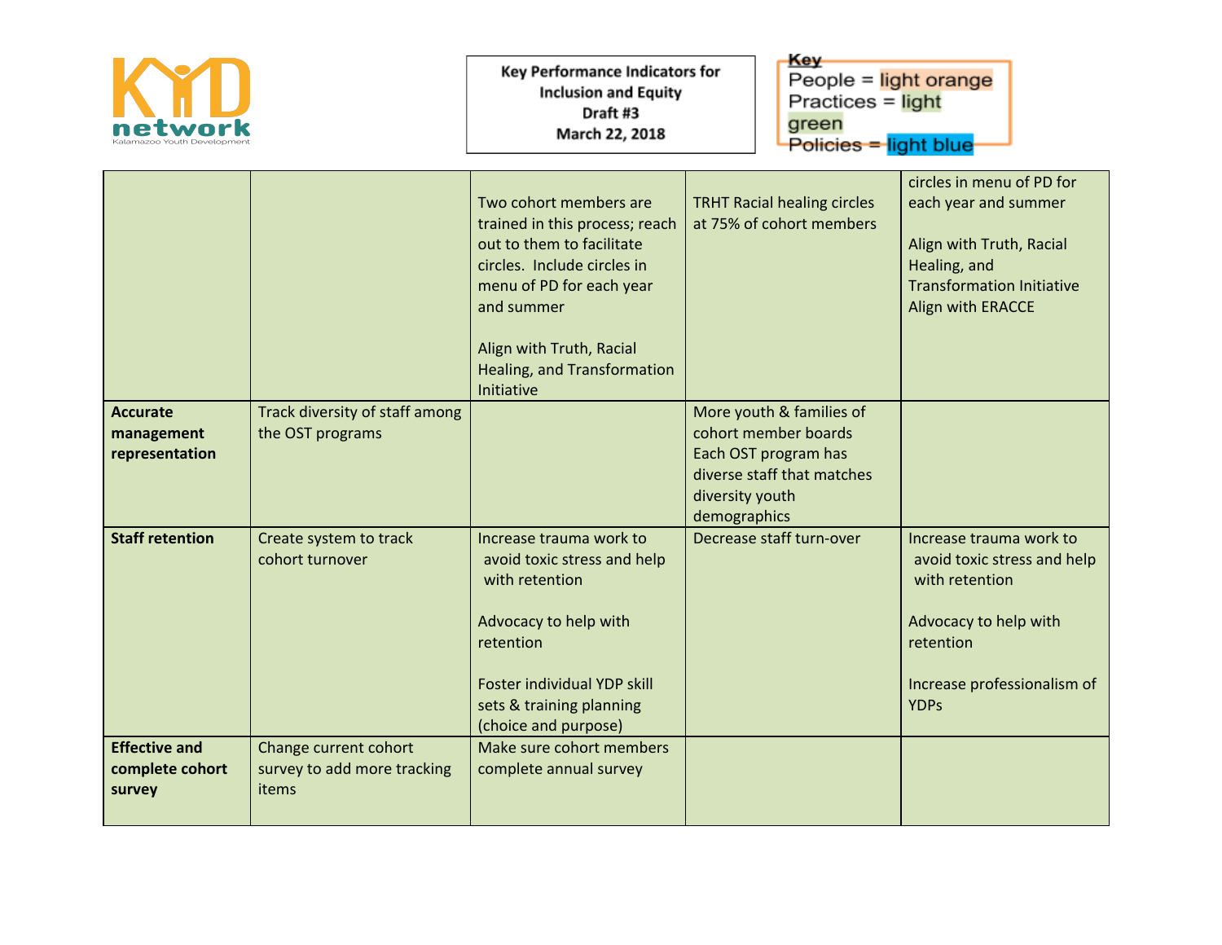Key Performance Indicators for Inclusion and Equity
Draft #3
March 22, 2018

Key
People = light orange
Practices = light green
Policies = light blue

| | | | | |
|---|---|---|---|---|
| | | Two cohort members are trained in this process; reach out to them to facilitate circles. Include circles in menu of PD for each year and summer<br><br>Align with Truth, Racial Healing, and Transformation Initiative | TRHT Racial healing circles at 75% of cohort members | circles in menu of PD for each year and summer<br><br>Align with Truth, Racial Healing, and Transformation Initiative<br>Align with ERACCE |
| **Accurate management representation** | Track diversity of staff among the OST programs | | More youth & families of cohort member boards<br>Each OST program has diverse staff that matches diversity youth demographics | |
| **Staff retention** | Create system to track cohort turnover | Increase trauma work to avoid toxic stress and help with retention<br><br>Advocacy to help with retention<br><br>Foster individual YDP skill sets & training planning (choice and purpose) | Decrease staff turn-over | Increase trauma work to avoid toxic stress and help with retention<br><br>Advocacy to help with retention<br><br>Increase professionalism of YDPs |
| **Effective and complete cohort survey** | Change current cohort survey to add more tracking items | Make sure cohort members complete annual survey | | |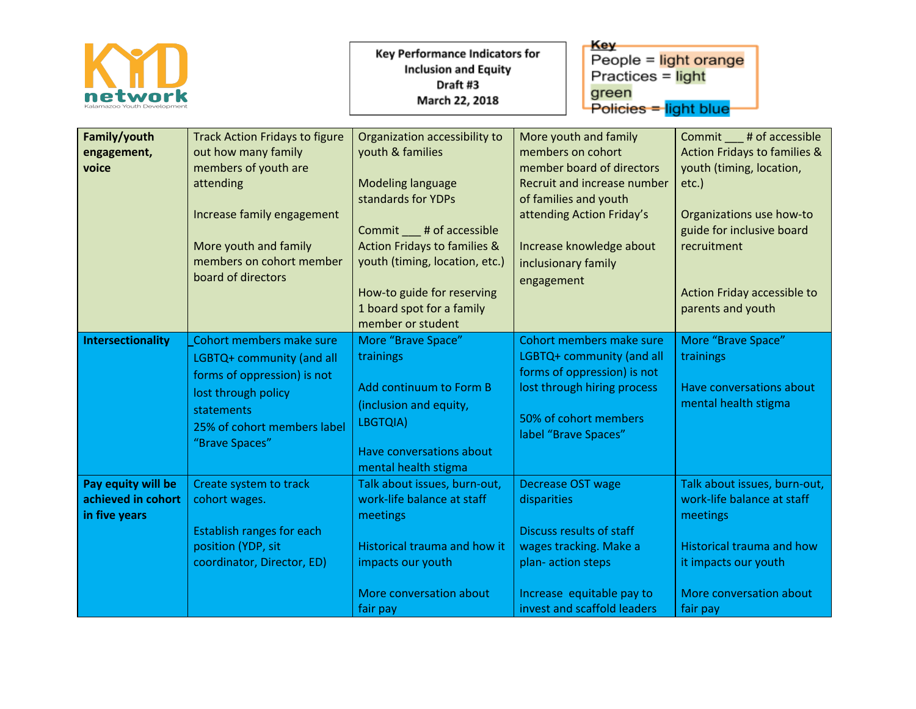**Key Performance Indicators for Inclusion and Equity**
**Draft #3**
**March 22, 2018**

**Key**
People = light orange
Practices = light green
Policies = light blue

| | | | | |
|---|---|---|---|---|
| **Family/youth engagement, voice** | Track Action Fridays to figure out how many family members of youth are attending<br><br>Increase family engagement<br><br>More youth and family members on cohort member board of directors | Organization accessibility to youth & families<br><br>Modeling language standards for YDPs<br><br>Commit ___ # of accessible Action Fridays to families & youth (timing, location, etc.)<br><br>How-to guide for reserving 1 board spot for a family member or student | More youth and family members on cohort member board of directors<br>Recruit and increase number of families and youth attending Action Friday's<br><br>Increase knowledge about inclusionary family engagement | Commit ___ # of accessible Action Fridays to families & youth (timing, location, etc.)<br><br>Organizations use how-to guide for inclusive board recruitment<br><br>Action Friday accessible to parents and youth |
| **Intersectionality** | _Cohort members make sure LGBTQ+ community (and all forms of oppression) is not lost through policy statements<br>25% of cohort members label "Brave Spaces" | More "Brave Space" trainings<br><br>Add continuum to Form B (inclusion and equity, LBGTQIA)<br><br>Have conversations about mental health stigma | Cohort members make sure LGBTQ+ community (and all forms of oppression) is not lost through hiring process<br><br>50% of cohort members label "Brave Spaces" | More "Brave Space" trainings<br><br>Have conversations about mental health stigma |
| **Pay equity will be achieved in cohort in five years** | Create system to track cohort wages.<br><br>Establish ranges for each position (YDP, sit coordinator, Director, ED) | Talk about issues, burn-out, work-life balance at staff meetings<br><br>Historical trauma and how it impacts our youth<br><br>More conversation about fair pay | Decrease OST wage disparities<br><br>Discuss results of staff wages tracking. Make a plan- action steps<br><br>Increase equitable pay to invest and scaffold leaders | Talk about issues, burn-out, work-life balance at staff meetings<br><br>Historical trauma and how it impacts our youth<br><br>More conversation about fair pay |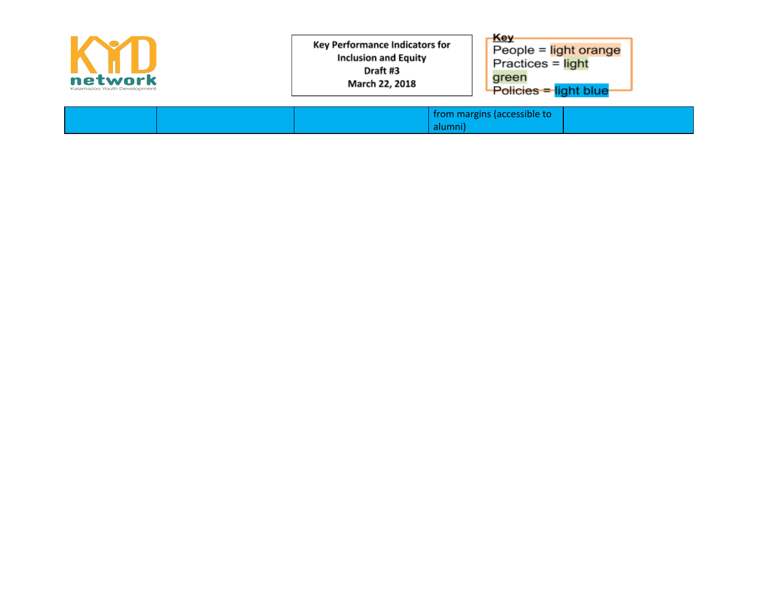| | | | | |
|---|---|---|---|---|
| | | | from margins (accessible to alumni) | |